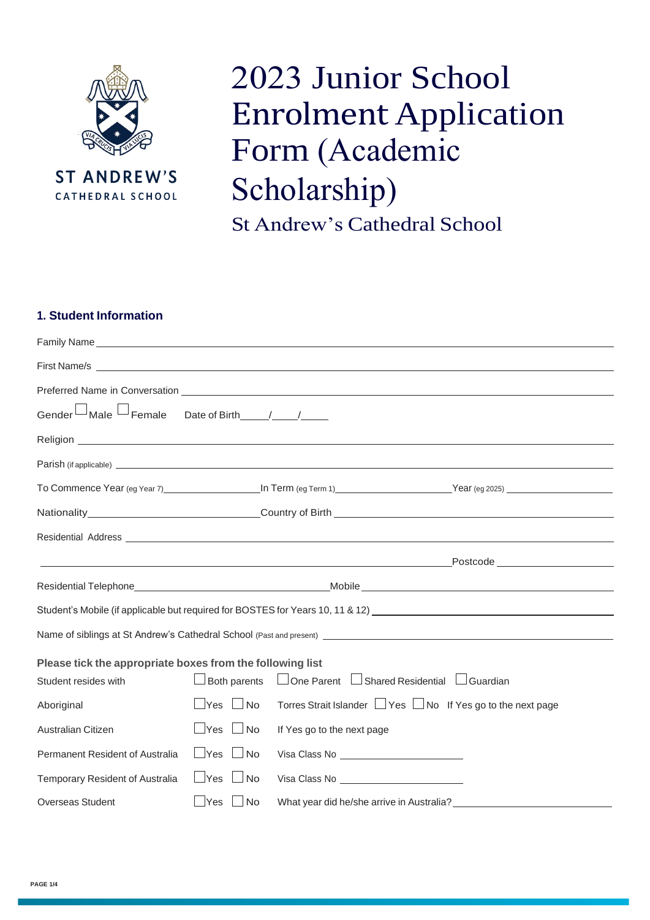ST ANDREW'S
CATHEDRAL SCHOOL

# 2023 Junior School Enrolment Application Form (Academic Scholarship)

St Andrew's Cathedral School

## 1. Student Information

Family Name \_\_\_\_\_\_\_\_\_\_\_\_\_\_\_\_\_\_\_\_\_\_\_\_\_\_\_\_\_\_\_\_\_\_\_\_\_\_\_\_

First Name/s \_\_\_\_\_\_\_\_\_\_\_\_\_\_\_\_\_\_\_\_\_\_\_\_\_\_\_\_\_\_\_\_\_\_\_\_\_\_\_\_

Preferred Name in Conversation \_\_\_\_\_\_\_\_\_\_\_\_\_\_\_\_\_\_\_\_\_\_\_\_\_\_\_\_\_\_\_\_\_\_\_\_\_\_\_\_

Gender ☐ Male ☐ Female    Date of Birth\_\_\_\_\_/\_\_\_\_\_/\_\_\_\_\_

Religion \_\_\_\_\_\_\_\_\_\_\_\_\_\_\_\_\_\_\_\_\_\_\_\_\_\_\_\_\_\_\_\_\_\_\_\_\_\_\_\_

Parish (if applicable) \_\_\_\_\_\_\_\_\_\_\_\_\_\_\_\_\_\_\_\_\_\_\_\_\_\_\_\_\_\_\_\_\_\_\_\_\_\_\_\_

To Commence Year (eg Year 7)\_\_\_\_\_\_\_\_\_\_\_\_\_\_\_\_\_\_\_\_ In Term (eg Term 1)\_\_\_\_\_\_\_\_\_\_\_\_\_\_\_\_\_\_\_\_ Year (eg 2025) \_\_\_\_\_\_\_\_\_\_\_\_\_\_\_\_\_\_\_\_

Nationality\_\_\_\_\_\_\_\_\_\_\_\_\_\_\_\_\_\_\_\_\_\_\_\_\_\_\_\_\_\_ Country of Birth \_\_\_\_\_\_\_\_\_\_\_\_\_\_\_\_\_\_\_\_\_\_\_\_\_\_\_\_\_\_

Residential Address \_\_\_\_\_\_\_\_\_\_\_\_\_\_\_\_\_\_\_\_\_\_\_\_\_\_\_\_\_\_\_\_\_\_\_\_\_\_\_\_

\_\_\_\_\_\_\_\_\_\_\_\_\_\_\_\_\_\_\_\_\_\_\_\_\_\_\_\_\_\_\_\_\_\_\_\_\_\_\_\_ Postcode \_\_\_\_\_\_\_\_\_\_\_\_\_\_\_\_\_\_\_\_

Residential Telephone\_\_\_\_\_\_\_\_\_\_\_\_\_\_\_\_\_\_\_\_\_\_\_\_\_\_\_\_\_\_ Mobile \_\_\_\_\_\_\_\_\_\_\_\_\_\_\_\_\_\_\_\_\_\_\_\_\_\_\_\_\_\_

Student's Mobile (if applicable but required for BOSTES for Years 10, 11 & 12) \_\_\_\_\_\_\_\_\_\_\_\_\_\_\_\_\_\_\_\_\_\_\_\_\_\_\_\_\_\_

Name of siblings at St Andrew's Cathedral School (Past and present) \_\_\_\_\_\_\_\_\_\_\_\_\_\_\_\_\_\_\_\_\_\_\_\_\_\_\_\_\_\_

**Please tick the appropriate boxes from the following list**

| | | |
|---|---|---|
| Student resides with | ☐ Both parents | ☐ One Parent ☐ Shared Residential ☐ Guardian |
| Aboriginal | ☐ Yes ☐ No | Torres Strait Islander ☐ Yes ☐ No  If Yes go to the next page |
| Australian Citizen | ☐ Yes ☐ No | If Yes go to the next page |
| Permanent Resident of Australia | ☐ Yes ☐ No | Visa Class No \_\_\_\_\_\_\_\_\_\_\_\_\_\_\_\_\_\_\_\_ |
| Temporary Resident of Australia | ☐ Yes ☐ No | Visa Class No \_\_\_\_\_\_\_\_\_\_\_\_\_\_\_\_\_\_\_\_ |
| Overseas Student | ☐ Yes ☐ No | What year did he/she arrive in Australia? \_\_\_\_\_\_\_\_\_\_\_\_\_\_\_\_\_\_\_\_ |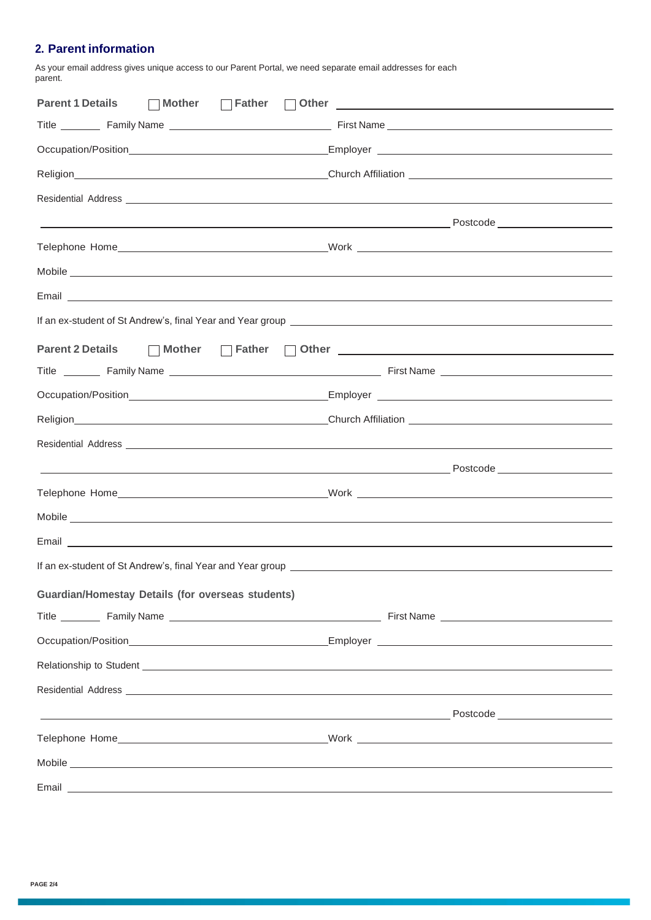## 2. Parent information

As your email address gives unique access to our Parent Portal, we need separate email addresses for each parent.

**Parent 1 Details** ☐ **Mother** ☐ **Father** ☐ **Other** ______________________________

Title ________ Family Name ______________________________ First Name ______________________________

Occupation/Position______________________________ Employer ______________________________

Religion______________________________ Church Affiliation ______________________________

Residential Address ____________________________________________________________

____________________________________________________________ Postcode ______________

Telephone Home______________________________ Work ______________________________

Mobile ____________________________________________________________

Email ____________________________________________________________

If an ex-student of St Andrew's, final Year and Year group ______________________________

**Parent 2 Details** ☐ **Mother** ☐ **Father** ☐ **Other** ______________________________

Title ________ Family Name ______________________________ First Name ______________________________

Occupation/Position______________________________ Employer ______________________________

Religion______________________________ Church Affiliation ______________________________

Residential Address ____________________________________________________________

____________________________________________________________ Postcode ______________

Telephone Home______________________________ Work ______________________________

Mobile ____________________________________________________________

Email ____________________________________________________________

If an ex-student of St Andrew's, final Year and Year group ______________________________

**Guardian/Homestay Details (for overseas students)**

Title ________ Family Name ______________________________ First Name ______________________________

Occupation/Position______________________________ Employer ______________________________

Relationship to Student ____________________________________________________________

Residential Address ____________________________________________________________

____________________________________________________________ Postcode ______________

Telephone Home______________________________ Work ______________________________

Mobile ____________________________________________________________

Email ____________________________________________________________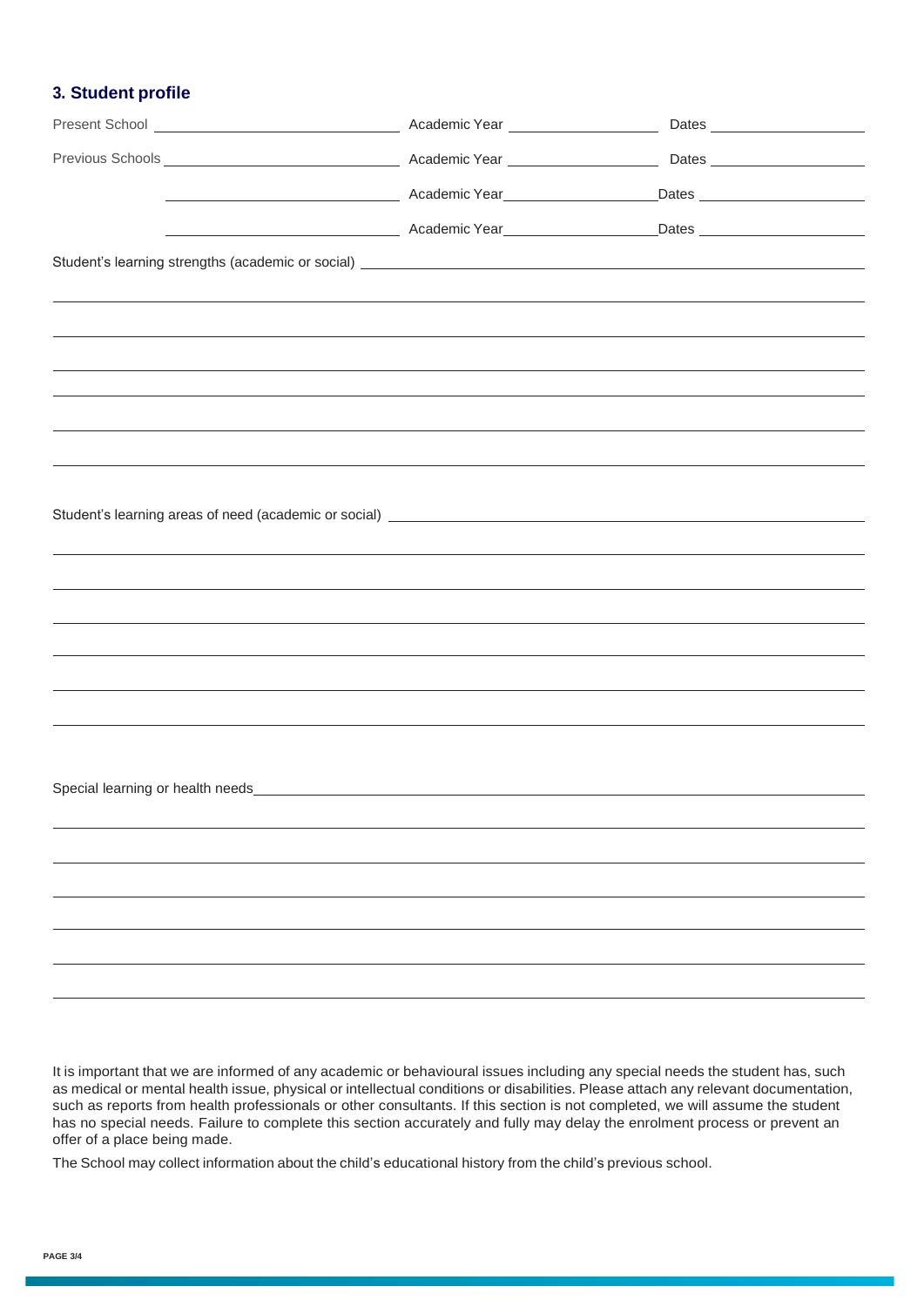### 3. Student profile

Present School ______________________ Academic Year ______________ Dates ______________

Previous Schools ______________________ Academic Year ______________ Dates ______________

______________________ Academic Year ______________ Dates ______________

______________________ Academic Year ______________ Dates ______________

Student's learning strengths (academic or social) ______________________________________________

Student's learning areas of need (academic or social) ______________________________________________

Special learning or health needs ______________________________________________

It is important that we are informed of any academic or behavioural issues including any special needs the student has, such as medical or mental health issue, physical or intellectual conditions or disabilities. Please attach any relevant documentation, such as reports from health professionals or other consultants. If this section is not completed, we will assume the student has no special needs. Failure to complete this section accurately and fully may delay the enrolment process or prevent an offer of a place being made.

The School may collect information about the child's educational history from the child's previous school.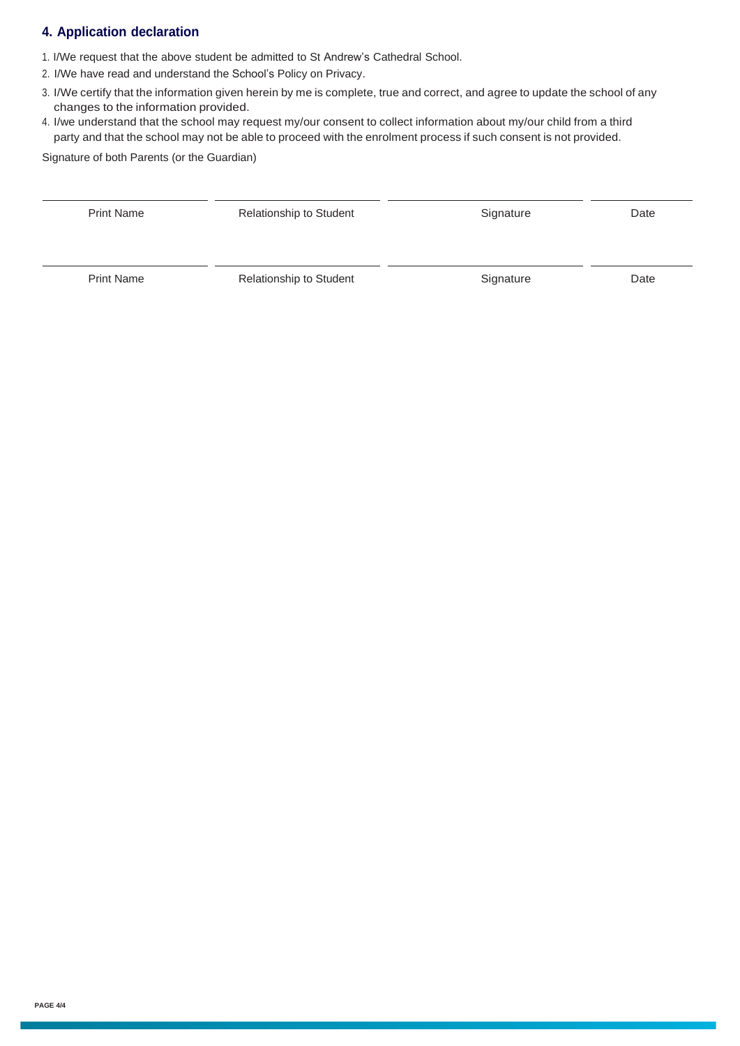## 4. Application declaration

1. I/We request that the above student be admitted to St Andrew's Cathedral School.
2. I/We have read and understand the School's Policy on Privacy.
3. I/We certify that the information given herein by me is complete, true and correct, and agree to update the school of any changes to the information provided.
4. I/we understand that the school may request my/our consent to collect information about my/our child from a third party and that the school may not be able to proceed with the enrolment process if such consent is not provided.

Signature of both Parents (or the Guardian)

| Print Name | Relationship to Student | Signature | Date |
|---|---|---|---|
| | | | |
| | | | |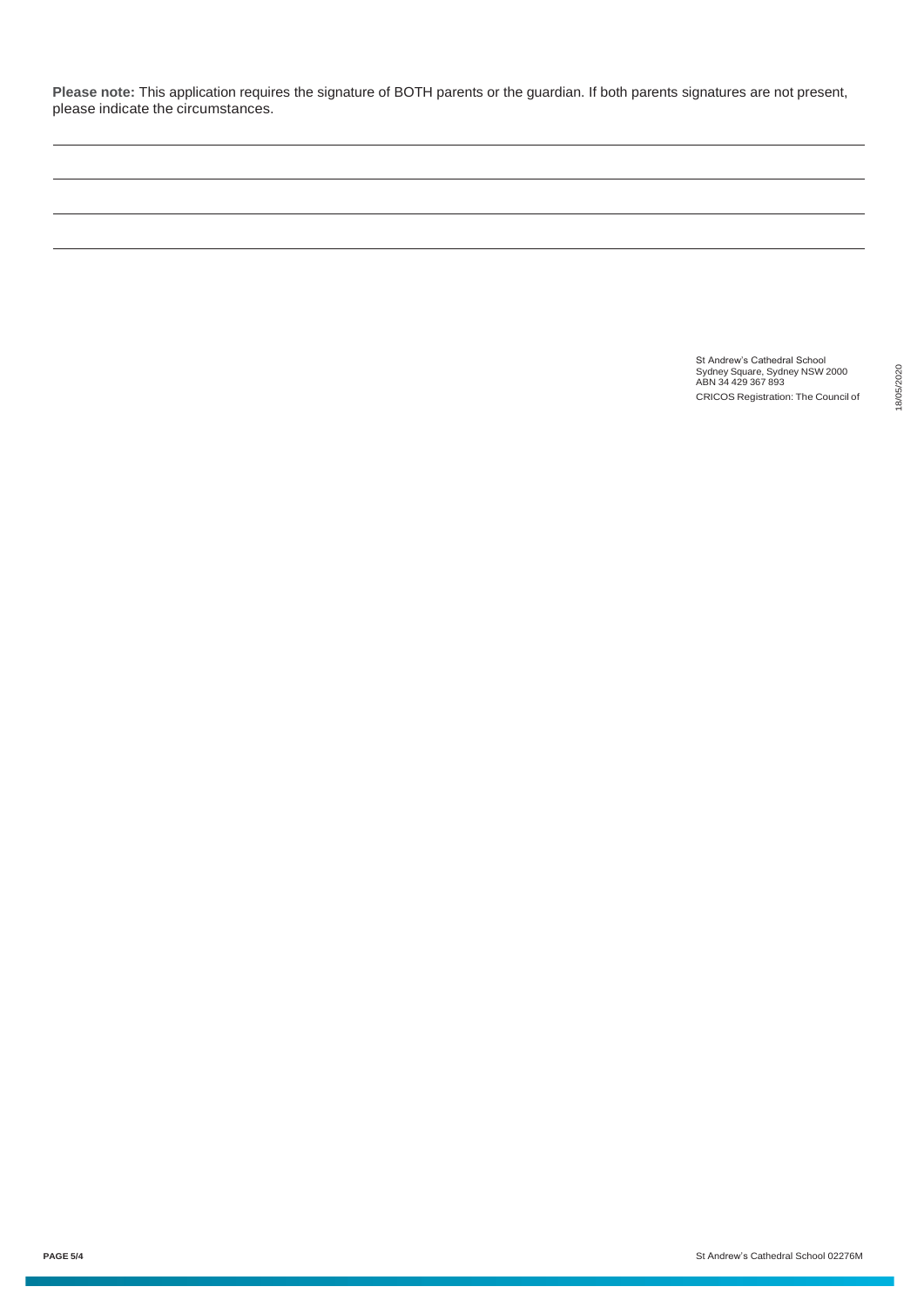**Please note:** This application requires the signature of BOTH parents or the guardian. If both parents signatures are not present, please indicate the circumstances.

\_\_\_\_\_\_\_\_\_\_\_\_\_\_\_\_\_\_\_\_\_\_\_\_\_\_\_\_\_\_\_\_\_\_\_\_\_\_\_\_\_\_\_\_\_\_\_\_\_\_\_\_\_\_\_\_\_\_\_\_\_\_\_\_\_\_\_\_\_\_\_\_

\_\_\_\_\_\_\_\_\_\_\_\_\_\_\_\_\_\_\_\_\_\_\_\_\_\_\_\_\_\_\_\_\_\_\_\_\_\_\_\_\_\_\_\_\_\_\_\_\_\_\_\_\_\_\_\_\_\_\_\_\_\_\_\_\_\_\_\_\_\_\_\_

\_\_\_\_\_\_\_\_\_\_\_\_\_\_\_\_\_\_\_\_\_\_\_\_\_\_\_\_\_\_\_\_\_\_\_\_\_\_\_\_\_\_\_\_\_\_\_\_\_\_\_\_\_\_\_\_\_\_\_\_\_\_\_\_\_\_\_\_\_\_\_\_

\_\_\_\_\_\_\_\_\_\_\_\_\_\_\_\_\_\_\_\_\_\_\_\_\_\_\_\_\_\_\_\_\_\_\_\_\_\_\_\_\_\_\_\_\_\_\_\_\_\_\_\_\_\_\_\_\_\_\_\_\_\_\_\_\_\_\_\_\_\_\_\_

St Andrew's Cathedral School
Sydney Square, Sydney NSW 2000
ABN 34 429 367 893
CRICOS Registration: The Council of

18/05/2020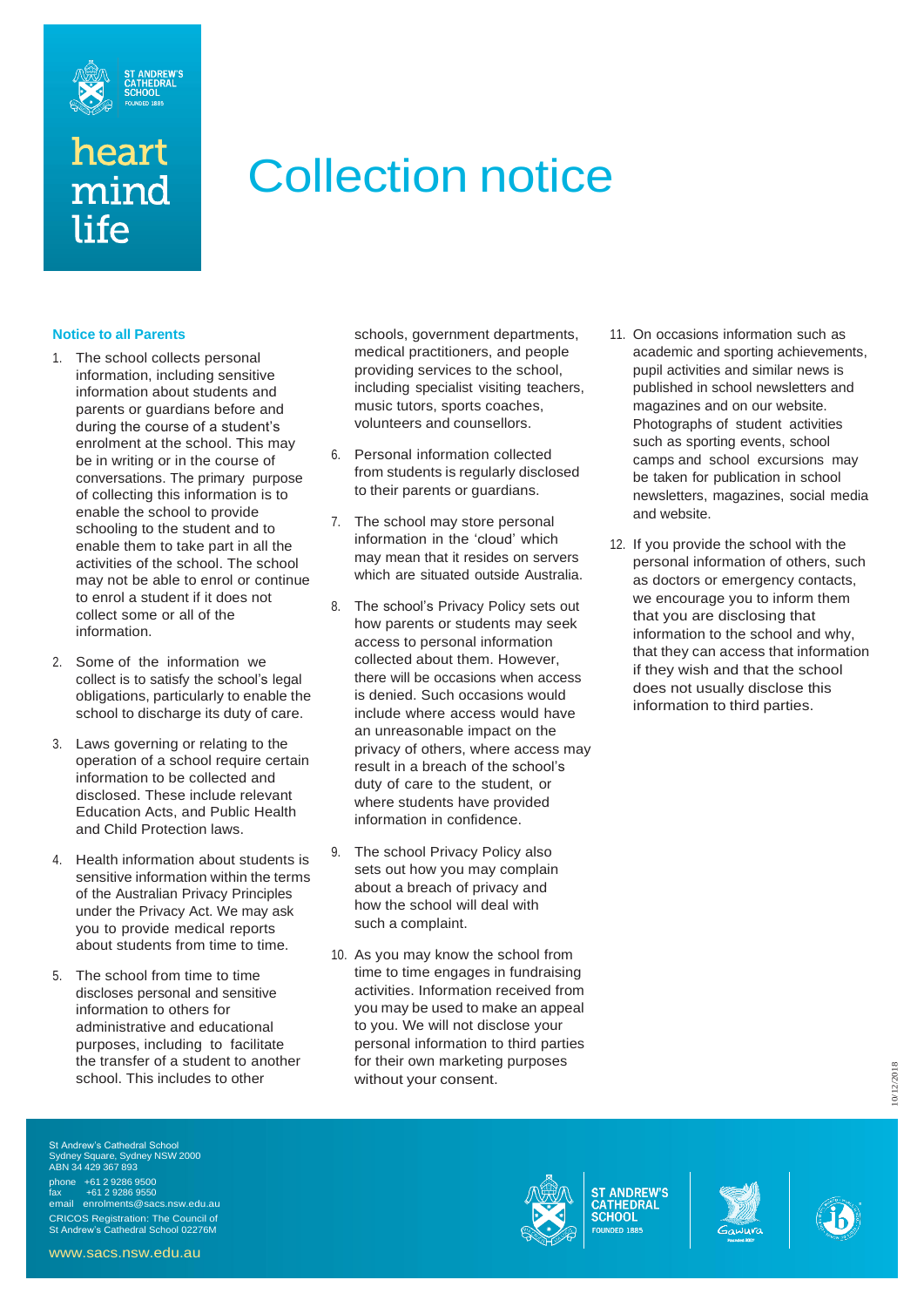heart
mind
life

# Collection notice

### Notice to all Parents

1. The school collects personal information, including sensitive information about students and parents or guardians before and during the course of a student's enrolment at the school. This may be in writing or in the course of conversations. The primary purpose of collecting this information is to enable the school to provide schooling to the student and to enable them to take part in all the activities of the school. The school may not be able to enrol or continue to enrol a student if it does not collect some or all of the information.

2. Some of the information we collect is to satisfy the school's legal obligations, particularly to enable the school to discharge its duty of care.

3. Laws governing or relating to the operation of a school require certain information to be collected and disclosed. These include relevant Education Acts, and Public Health and Child Protection laws.

4. Health information about students is sensitive information within the terms of the Australian Privacy Principles under the Privacy Act. We may ask you to provide medical reports about students from time to time.

5. The school from time to time discloses personal and sensitive information to others for administrative and educational purposes, including to facilitate the transfer of a student to another school. This includes to other schools, government departments, medical practitioners, and people providing services to the school, including specialist visiting teachers, music tutors, sports coaches, volunteers and counsellors.

6. Personal information collected from students is regularly disclosed to their parents or guardians.

7. The school may store personal information in the 'cloud' which may mean that it resides on servers which are situated outside Australia.

8. The school's Privacy Policy sets out how parents or students may seek access to personal information collected about them. However, there will be occasions when access is denied. Such occasions would include where access would have an unreasonable impact on the privacy of others, where access may result in a breach of the school's duty of care to the student, or where students have provided information in confidence.

9. The school Privacy Policy also sets out how you may complain about a breach of privacy and how the school will deal with such a complaint.

10. As you may know the school from time to time engages in fundraising activities. Information received from you may be used to make an appeal to you. We will not disclose your personal information to third parties for their own marketing purposes without your consent.

11. On occasions information such as academic and sporting achievements, pupil activities and similar news is published in school newsletters and magazines and on our website. Photographs of student activities such as sporting events, school camps and school excursions may be taken for publication in school newsletters, magazines, social media and website.

12. If you provide the school with the personal information of others, such as doctors or emergency contacts, we encourage you to inform them that you are disclosing that information to the school and why, that they can access that information if they wish and that the school does not usually disclose this information to third parties.

10/12/2018

St Andrew's Cathedral School
Sydney Square, Sydney NSW 2000
ABN 34 429 367 893

phone +61 2 9286 9500
fax +61 2 9286 9550
email enrolments@sacs.nsw.edu.au

CRICOS Registration: The Council of St Andrew's Cathedral School 02276M

www.sacs.nsw.edu.au